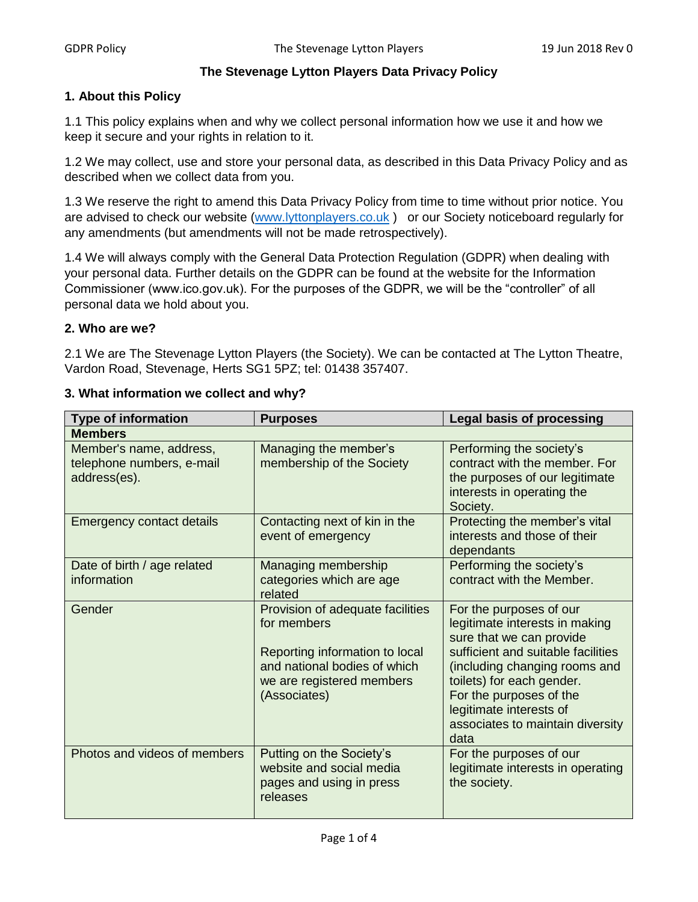# The Stevenage Lytton Players Data Privacy Policy

## 1. About this Policy

1.1 This policy explains when and why we collect personal information how we use it and how we keep it secure and your rights in relation to it.

1.2 We may collect, use and store your personal data, as described in this Data Privacy Policy and as described when we collect data from you.

1.3 We reserve the right to amend this Data Privacy Policy from time to time without prior notice. You are advised to check our website (www.lyttonplayers.co.uk ) or our Society noticeboard regularly for any amendments (but amendments will not be made retrospectively).

1.4 We will always comply with the General Data Protection Regulation (GDPR) when dealing with your personal data. Further details on the GDPR can be found at the website for the Information Commissioner (www.ico.gov.uk). For the purposes of the GDPR, we will be the "controller" of all personal data we hold about you.

## 2. Who are we?

2.1 We are The Stevenage Lytton Players (the Society). We can be contacted at The Lytton Theatre, Vardon Road, Stevenage, Herts SG1 5PZ; tel: 01438 357407.

## 3. What information we collect and why?

| Type of information | Purposes | Legal basis of processing |
|---|---|---|
| **Members** | | |
| Member's name, address, telephone numbers, e-mail address(es). | Managing the member's membership of the Society | Performing the society's contract with the member. For the purposes of our legitimate interests in operating the Society. |
| Emergency contact details | Contacting next of kin in the event of emergency | Protecting the member's vital interests and those of their dependants |
| Date of birth / age related information | Managing membership categories which are age related | Performing the society's contract with the Member. |
| Gender | Provision of adequate facilities for members<br><br>Reporting information to local and national bodies of which we are registered members (Associates) | For the purposes of our legitimate interests in making sure that we can provide sufficient and suitable facilities (including changing rooms and toilets) for each gender.<br>For the purposes of the legitimate interests of associates to maintain diversity data |
| Photos and videos of members | Putting on the Society's website and social media pages and using in press releases | For the purposes of our legitimate interests in operating the society. |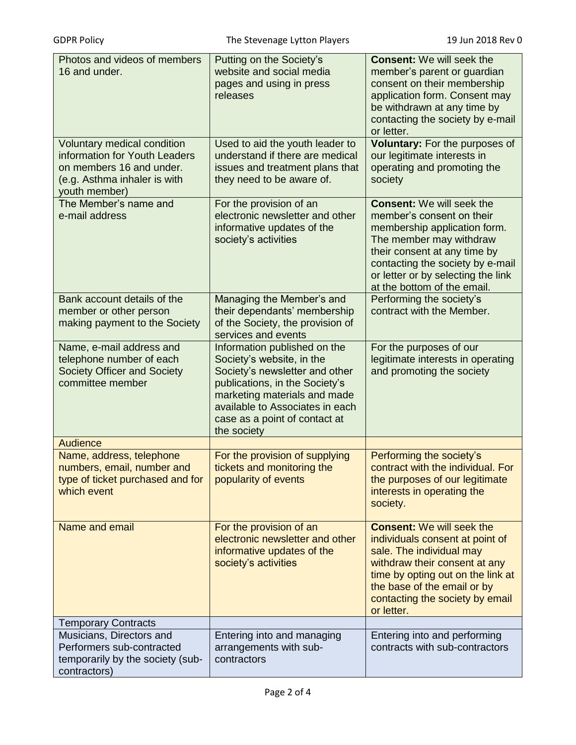| | | |
|---|---|---|
| Photos and videos of members 16 and under. | Putting on the Society's website and social media pages and using in press releases | **Consent:** We will seek the member's parent or guardian consent on their membership application form. Consent may be withdrawn at any time by contacting the society by e-mail or letter. |
| Voluntary medical condition information for Youth Leaders on members 16 and under. (e.g. Asthma inhaler is with youth member) | Used to aid the youth leader to understand if there are medical issues and treatment plans that they need to be aware of. | **Voluntary:** For the purposes of our legitimate interests in operating and promoting the society |
| The Member's name and e-mail address | For the provision of an electronic newsletter and other informative updates of the society's activities | **Consent:** We will seek the member's consent on their membership application form. The member may withdraw their consent at any time by contacting the society by e-mail or letter or by selecting the link at the bottom of the email. |
| Bank account details of the member or other person making payment to the Society | Managing the Member's and their dependants' membership of the Society, the provision of services and events | Performing the society's contract with the Member. |
| Name, e-mail address and telephone number of each Society Officer and Society committee member | Information published on the Society's website, in the Society's newsletter and other publications, in the Society's marketing materials and made available to Associates in each case as a point of contact at the society | For the purposes of our legitimate interests in operating and promoting the society |
| Audience | | |
| Name, address, telephone numbers, email, number and type of ticket purchased and for which event | For the provision of supplying tickets and monitoring the popularity of events | Performing the society's contract with the individual. For the purposes of our legitimate interests in operating the society. |
| Name and email | For the provision of an electronic newsletter and other informative updates of the society's activities | **Consent:** We will seek the individuals consent at point of sale. The individual may withdraw their consent at any time by opting out on the link at the base of the email or by contacting the society by email or letter. |
| Temporary Contracts | | |
| Musicians, Directors and Performers sub-contracted temporarily by the society (sub-contractors) | Entering into and managing arrangements with sub-contractors | Entering into and performing contracts with sub-contractors |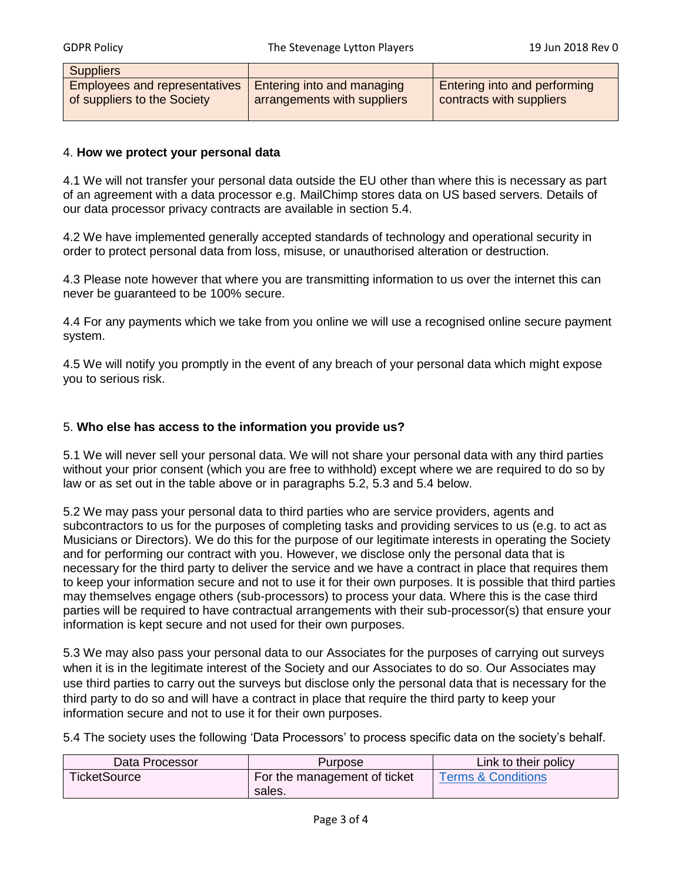| Suppliers | | |
|---|---|---|
| Employees and representatives of suppliers to the Society | Entering into and managing arrangements with suppliers | Entering into and performing contracts with suppliers |

4. **How we protect your personal data**

4.1 We will not transfer your personal data outside the EU other than where this is necessary as part of an agreement with a data processor e.g. MailChimp stores data on US based servers. Details of our data processor privacy contracts are available in section 5.4.

4.2 We have implemented generally accepted standards of technology and operational security in order to protect personal data from loss, misuse, or unauthorised alteration or destruction.

4.3 Please note however that where you are transmitting information to us over the internet this can never be guaranteed to be 100% secure.

4.4 For any payments which we take from you online we will use a recognised online secure payment system.

4.5 We will notify you promptly in the event of any breach of your personal data which might expose you to serious risk.

5. **Who else has access to the information you provide us?**

5.1 We will never sell your personal data. We will not share your personal data with any third parties without your prior consent (which you are free to withhold) except where we are required to do so by law or as set out in the table above or in paragraphs 5.2, 5.3 and 5.4 below.

5.2 We may pass your personal data to third parties who are service providers, agents and subcontractors to us for the purposes of completing tasks and providing services to us (e.g. to act as Musicians or Directors). We do this for the purpose of our legitimate interests in operating the Society and for performing our contract with you. However, we disclose only the personal data that is necessary for the third party to deliver the service and we have a contract in place that requires them to keep your information secure and not to use it for their own purposes. It is possible that third parties may themselves engage others (sub-processors) to process your data. Where this is the case third parties will be required to have contractual arrangements with their sub-processor(s) that ensure your information is kept secure and not used for their own purposes.

5.3 We may also pass your personal data to our Associates for the purposes of carrying out surveys when it is in the legitimate interest of the Society and our Associates to do so. Our Associates may use third parties to carry out the surveys but disclose only the personal data that is necessary for the third party to do so and will have a contract in place that require the third party to keep your information secure and not to use it for their own purposes.

5.4 The society uses the following 'Data Processors' to process specific data on the society's behalf.

| Data Processor | Purpose | Link to their policy |
|---|---|---|
| TicketSource | For the management of ticket sales. | Terms & Conditions |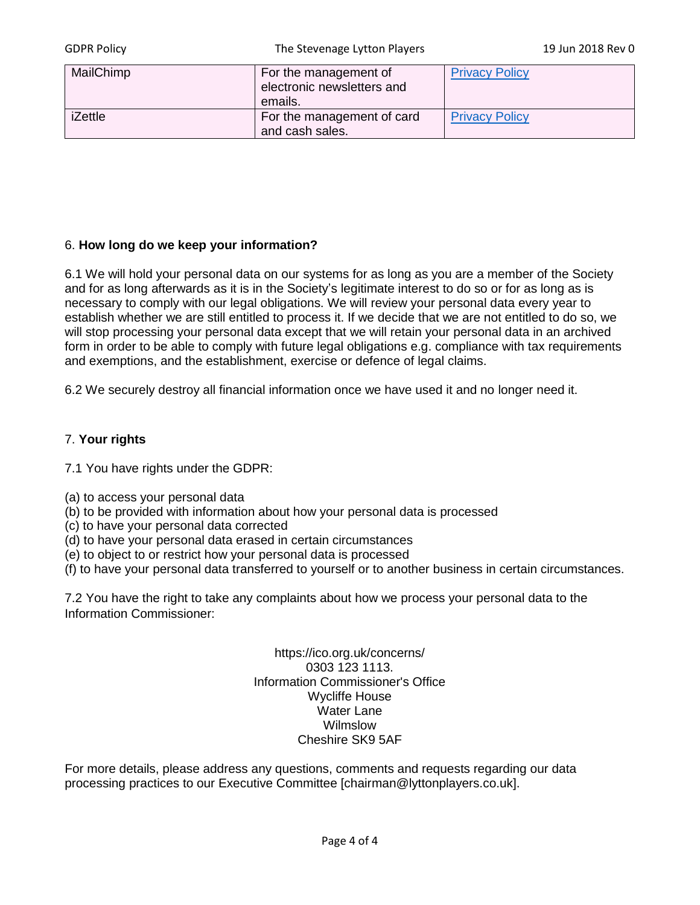| | | |
|---|---|---|
| MailChimp | For the management of electronic newsletters and emails. | Privacy Policy |
| iZettle | For the management of card and cash sales. | Privacy Policy |

6. **How long do we keep your information?**

6.1 We will hold your personal data on our systems for as long as you are a member of the Society and for as long afterwards as it is in the Society's legitimate interest to do so or for as long as is necessary to comply with our legal obligations. We will review your personal data every year to establish whether we are still entitled to process it. If we decide that we are not entitled to do so, we will stop processing your personal data except that we will retain your personal data in an archived form in order to be able to comply with future legal obligations e.g. compliance with tax requirements and exemptions, and the establishment, exercise or defence of legal claims.

6.2 We securely destroy all financial information once we have used it and no longer need it.

7. **Your rights**

7.1 You have rights under the GDPR:

(a) to access your personal data
(b) to be provided with information about how your personal data is processed
(c) to have your personal data corrected
(d) to have your personal data erased in certain circumstances
(e) to object to or restrict how your personal data is processed
(f) to have your personal data transferred to yourself or to another business in certain circumstances.

7.2 You have the right to take any complaints about how we process your personal data to the Information Commissioner:

https://ico.org.uk/concerns/
0303 123 1113.
Information Commissioner's Office
Wycliffe House
Water Lane
Wilmslow
Cheshire SK9 5AF

For more details, please address any questions, comments and requests regarding our data processing practices to our Executive Committee [chairman@lyttonplayers.co.uk].